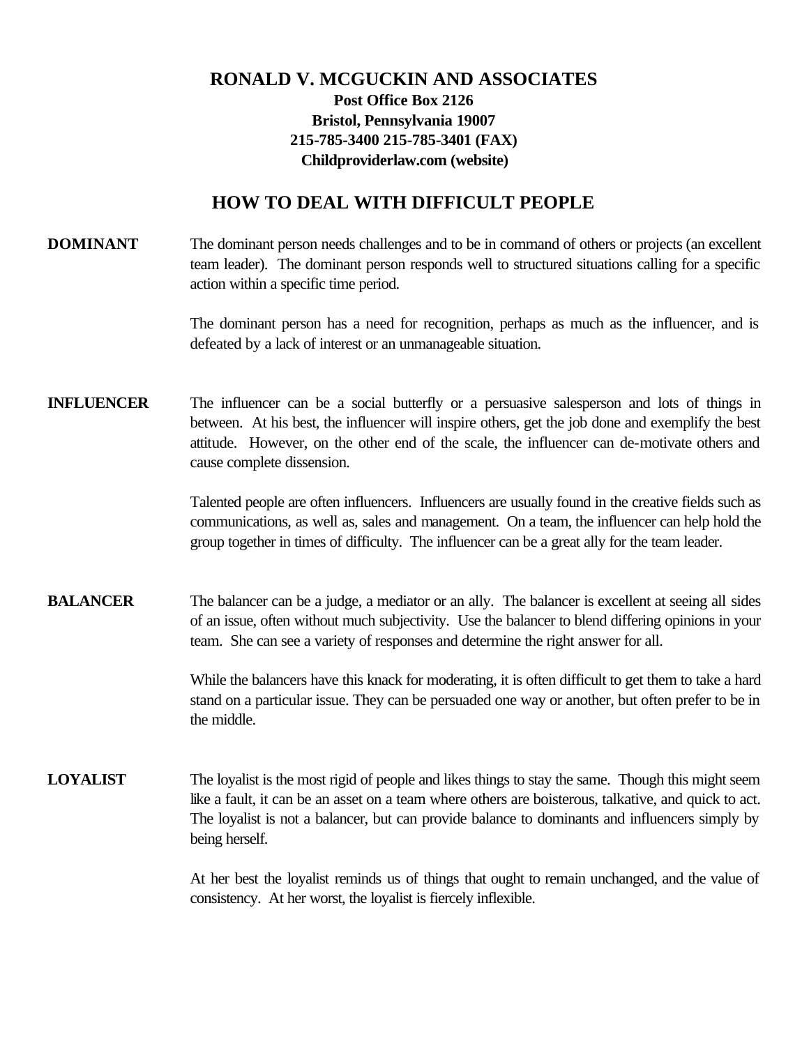**RONALD V. MCGUCKIN AND ASSOCIATES**
**Post Office Box 2126**
**Bristol, Pennsylvania 19007**
**215-785-3400 215-785-3401 (FAX)**
**Childproviderlaw.com (website)**

# HOW TO DEAL WITH DIFFICULT PEOPLE

**DOMINANT**

The dominant person needs challenges and to be in command of others or projects (an excellent team leader). The dominant person responds well to structured situations calling for a specific action within a specific time period.

The dominant person has a need for recognition, perhaps as much as the influencer, and is defeated by a lack of interest or an unmanageable situation.

**INFLUENCER**

The influencer can be a social butterfly or a persuasive salesperson and lots of things in between. At his best, the influencer will inspire others, get the job done and exemplify the best attitude. However, on the other end of the scale, the influencer can de-motivate others and cause complete dissension.

Talented people are often influencers. Influencers are usually found in the creative fields such as communications, as well as, sales and management. On a team, the influencer can help hold the group together in times of difficulty. The influencer can be a great ally for the team leader.

**BALANCER**

The balancer can be a judge, a mediator or an ally. The balancer is excellent at seeing all sides of an issue, often without much subjectivity. Use the balancer to blend differing opinions in your team. She can see a variety of responses and determine the right answer for all.

While the balancers have this knack for moderating, it is often difficult to get them to take a hard stand on a particular issue. They can be persuaded one way or another, but often prefer to be in the middle.

**LOYALIST**

The loyalist is the most rigid of people and likes things to stay the same. Though this might seem like a fault, it can be an asset on a team where others are boisterous, talkative, and quick to act. The loyalist is not a balancer, but can provide balance to dominants and influencers simply by being herself.

At her best the loyalist reminds us of things that ought to remain unchanged, and the value of consistency. At her worst, the loyalist is fiercely inflexible.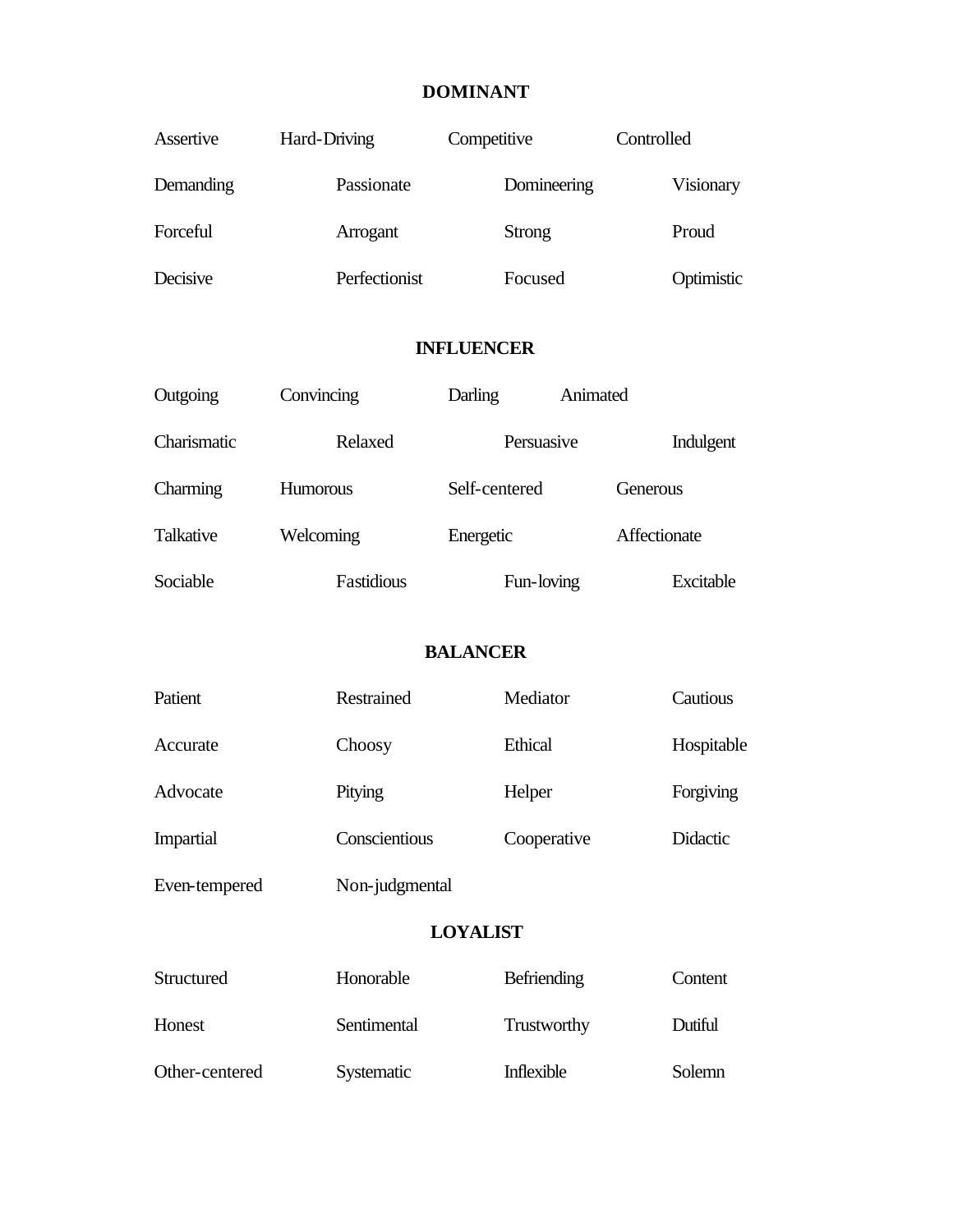**DOMINANT**

| | | | |
|---|---|---|---|
| Assertive | Hard-Driving | Competitive | Controlled |
| Demanding | Passionate | Domineering | Visionary |
| Forceful | Arrogant | Strong | Proud |
| Decisive | Perfectionist | Focused | Optimistic |

**INFLUENCER**

| | | | |
|---|---|---|---|
| Outgoing | Convincing | Darling | Animated |
| Charismatic | Relaxed | Persuasive | Indulgent |
| Charming | Humorous | Self-centered | Generous |
| Talkative | Welcoming | Energetic | Affectionate |
| Sociable | Fastidious | Fun-loving | Excitable |

**BALANCER**

| | | | |
|---|---|---|---|
| Patient | Restrained | Mediator | Cautious |
| Accurate | Choosy | Ethical | Hospitable |
| Advocate | Pitying | Helper | Forgiving |
| Impartial | Conscientious | Cooperative | Didactic |
| Even-tempered | Non-judgmental | | |

**LOYALIST**

| | | | |
|---|---|---|---|
| Structured | Honorable | Befriending | Content |
| Honest | Sentimental | Trustworthy | Dutiful |
| Other-centered | Systematic | Inflexible | Solemn |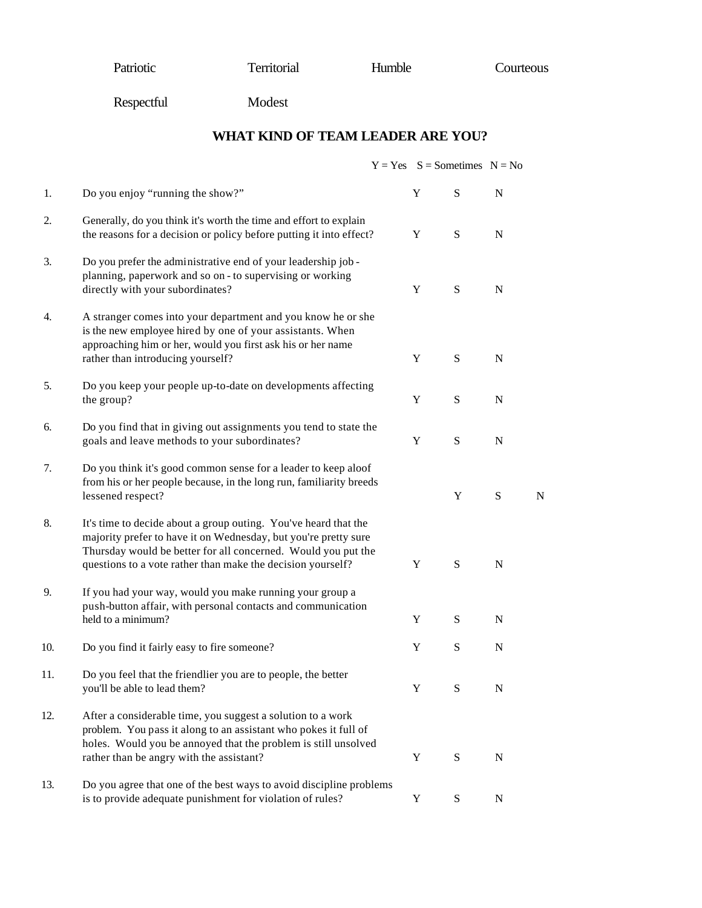| Patriotic | Territorial | Humble | Courteous |
|---|---|---|---|
| Respectful | Modest | | |

## WHAT KIND OF TEAM LEADER ARE YOU?

Y = Yes  S = Sometimes  N = No

| # | Question | | | |
|---|---|---|---|---|
| 1. | Do you enjoy "running the show?" | Y | S | N |
| 2. | Generally, do you think it's worth the time and effort to explain the reasons for a decision or policy before putting it into effect? | Y | S | N |
| 3. | Do you prefer the administrative end of your leadership job - planning, paperwork and so on - to supervising or working directly with your subordinates? | Y | S | N |
| 4. | A stranger comes into your department and you know he or she is the new employee hired by one of your assistants. When approaching him or her, would you first ask his or her name rather than introducing yourself? | Y | S | N |
| 5. | Do you keep your people up-to-date on developments affecting the group? | Y | S | N |
| 6. | Do you find that in giving out assignments you tend to state the goals and leave methods to your subordinates? | Y | S | N |
| 7. | Do you think it's good common sense for a leader to keep aloof from his or her people because, in the long run, familiarity breeds lessened respect? | Y | S | N |
| 8. | It's time to decide about a group outing. You've heard that the majority prefer to have it on Wednesday, but you're pretty sure Thursday would be better for all concerned. Would you put the questions to a vote rather than make the decision yourself? | Y | S | N |
| 9. | If you had your way, would you make running your group a push-button affair, with personal contacts and communication held to a minimum? | Y | S | N |
| 10. | Do you find it fairly easy to fire someone? | Y | S | N |
| 11. | Do you feel that the friendlier you are to people, the better you'll be able to lead them? | Y | S | N |
| 12. | After a considerable time, you suggest a solution to a work problem. You pass it along to an assistant who pokes it full of holes. Would you be annoyed that the problem is still unsolved rather than be angry with the assistant? | Y | S | N |
| 13. | Do you agree that one of the best ways to avoid discipline problems is to provide adequate punishment for violation of rules? | Y | S | N |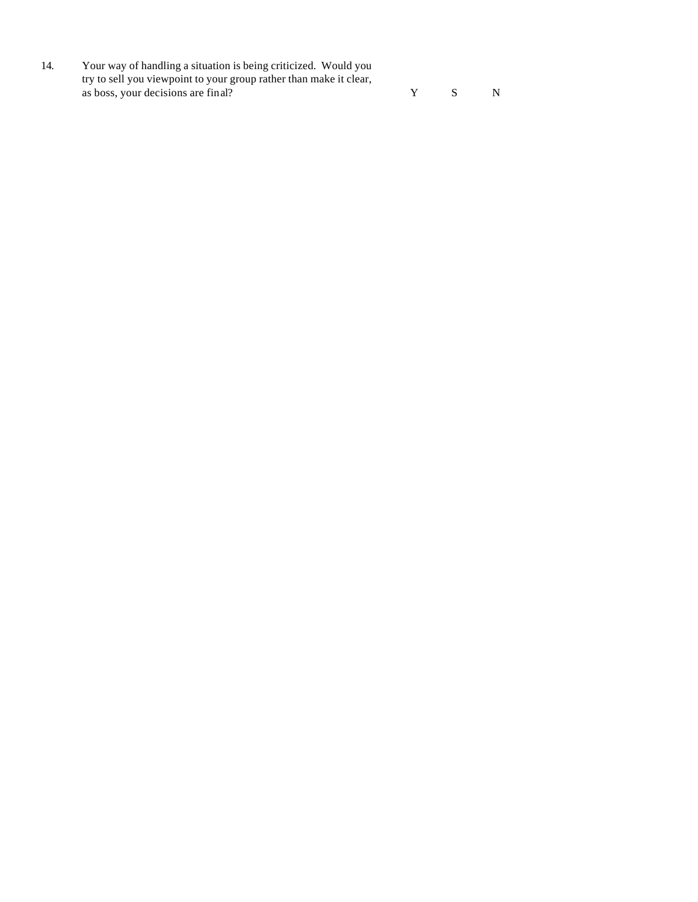14. Your way of handling a situation is being criticized. Would you try to sell you viewpoint to your group rather than make it clear, as boss, your decisions are final? Y S N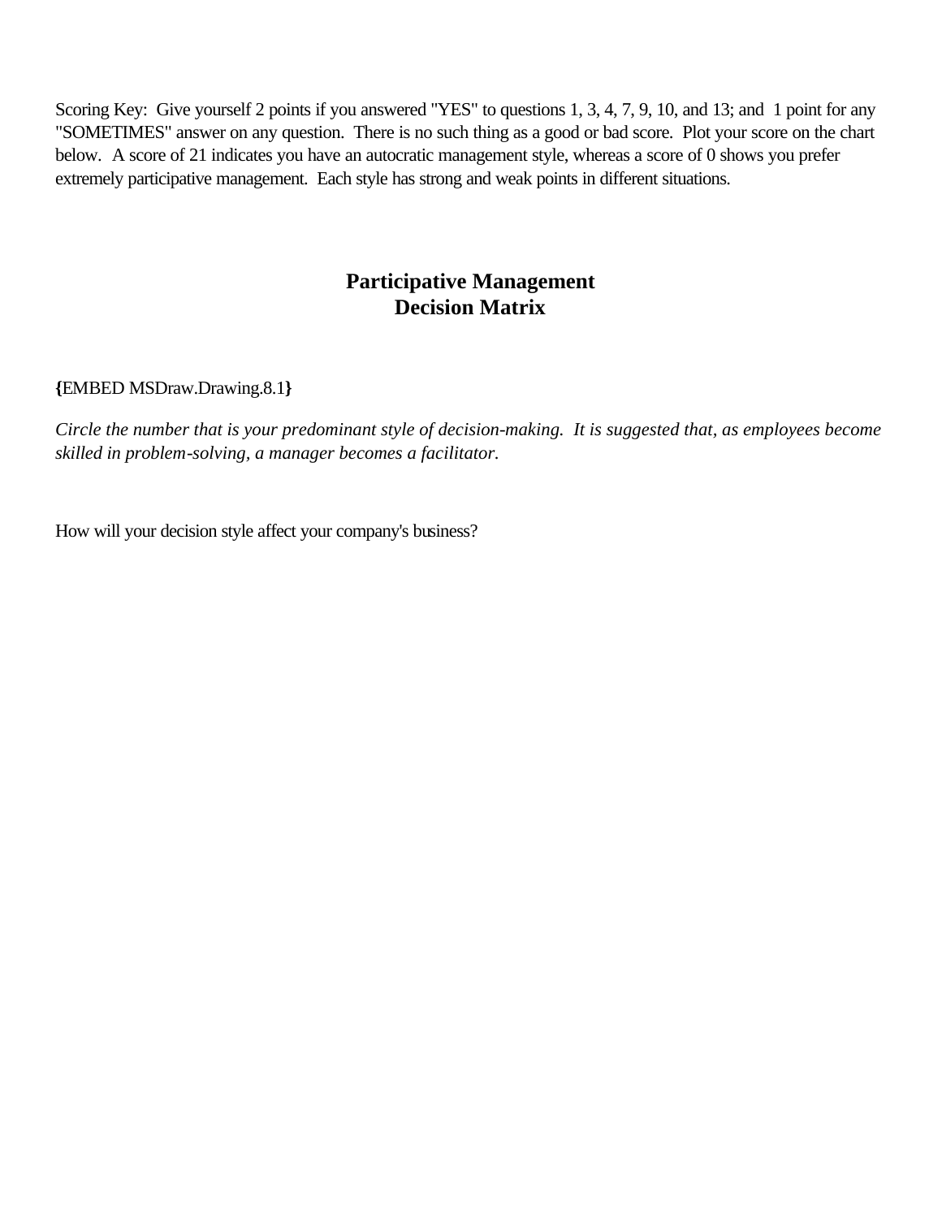Scoring Key: Give yourself 2 points if you answered "YES" to questions 1, 3, 4, 7, 9, 10, and 13; and 1 point for any "SOMETIMES" answer on any question. There is no such thing as a good or bad score. Plot your score on the chart below. A score of 21 indicates you have an autocratic management style, whereas a score of 0 shows you prefer extremely participative management. Each style has strong and weak points in different situations.

## Participative Management Decision Matrix

**{**EMBED MSDraw.Drawing.8.1**}**

*Circle the number that is your predominant style of decision-making. It is suggested that, as employees become skilled in problem-solving, a manager becomes a facilitator.*

How will your decision style affect your company's business?